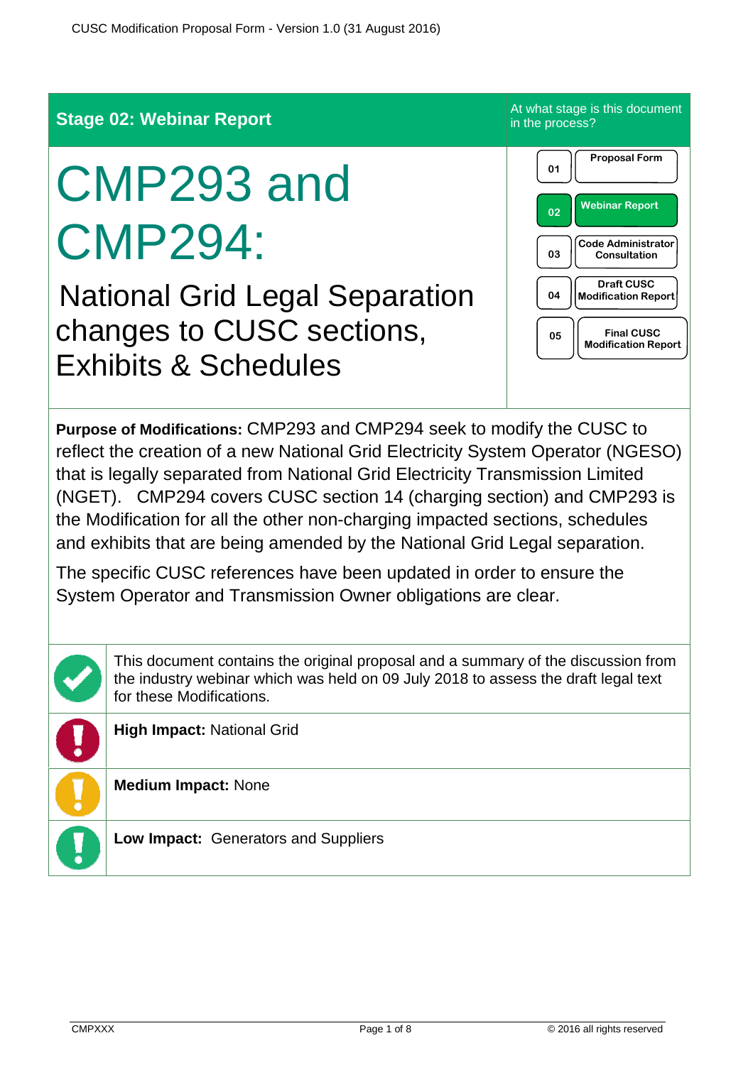**Stage 02: Webinar Report**

At what stage is this document in the process?

| | |
|---|---|
| 01 | Proposal Form |
| 02 | Webinar Report |
| 03 | Code Administrator Consultation |
| 04 | Draft CUSC Modification Report |
| 05 | Final CUSC Modification Report |

# CMP293 and CMP294:

## National Grid Legal Separation changes to CUSC sections, Exhibits & Schedules

**Purpose of Modifications:** CMP293 and CMP294 seek to modify the CUSC to reflect the creation of a new National Grid Electricity System Operator (NGESO) that is legally separated from National Grid Electricity Transmission Limited (NGET). CMP294 covers CUSC section 14 (charging section) and CMP293 is the Modification for all the other non-charging impacted sections, schedules and exhibits that are being amended by the National Grid Legal separation.

The specific CUSC references have been updated in order to ensure the System Operator and Transmission Owner obligations are clear.

This document contains the original proposal and a summary of the discussion from the industry webinar which was held on 09 July 2018 to assess the draft legal text for these Modifications.

**High Impact:** National Grid

**Medium Impact:** None

**Low Impact:** Generators and Suppliers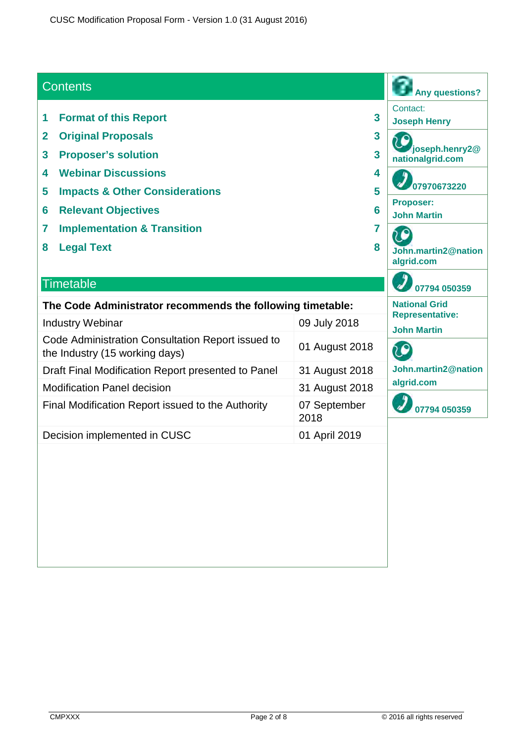## Contents

| | | |
|---|---|---|
| 1 | Format of this Report | 3 |
| 2 | Original Proposals | 3 |
| 3 | Proposer's solution | 3 |
| 4 | Webinar Discussions | 4 |
| 5 | Impacts & Other Considerations | 5 |
| 6 | Relevant Objectives | 6 |
| 7 | Implementation & Transition | 7 |
| 8 | Legal Text | 8 |

## Timetable

**The Code Administrator recommends the following timetable:**

| | |
|---|---|
| Industry Webinar | 09 July 2018 |
| Code Administration Consultation Report issued to the Industry (15 working days) | 01 August 2018 |
| Draft Final Modification Report presented to Panel | 31 August 2018 |
| Modification Panel decision | 31 August 2018 |
| Final Modification Report issued to the Authority | 07 September 2018 |
| Decision implemented in CUSC | 01 April 2019 |

**Any questions?**

Contact:
**Joseph Henry**

**joseph.henry2@nationalgrid.com**

**07970673220**

**Proposer:**
**John Martin**

**John.martin2@nationalgrid.com**

**07794 050359**

**National Grid Representative:**
**John Martin**

**John.martin2@nationalgrid.com**

**07794 050359**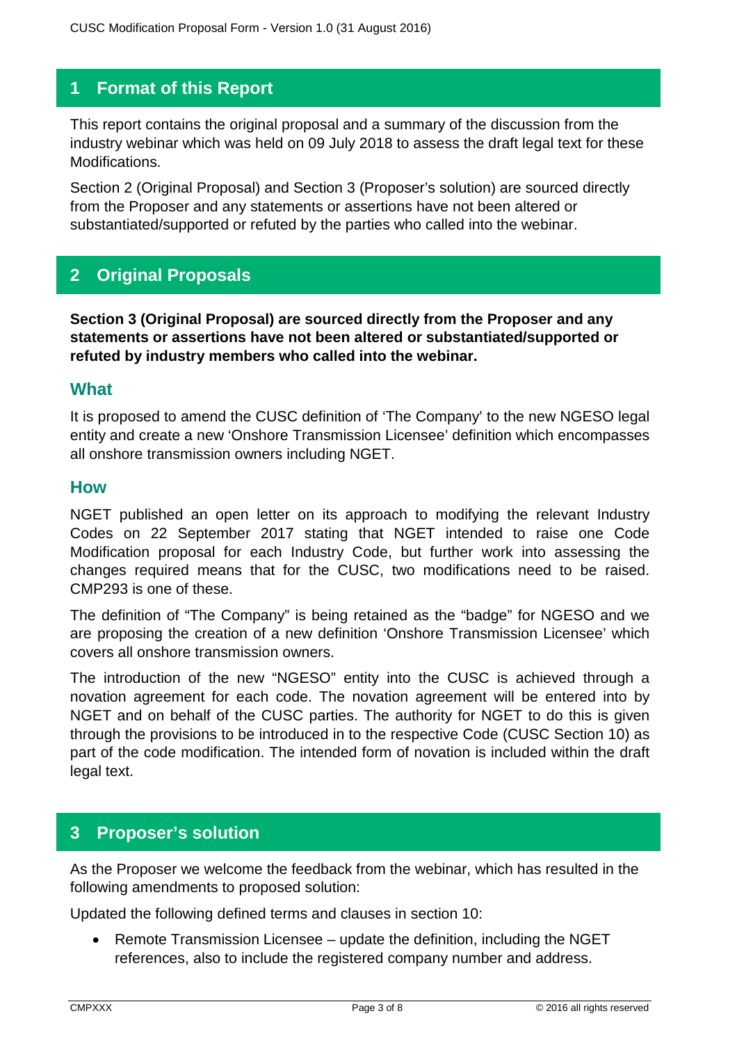## 1 Format of this Report

This report contains the original proposal and a summary of the discussion from the industry webinar which was held on 09 July 2018 to assess the draft legal text for these Modifications.

Section 2 (Original Proposal) and Section 3 (Proposer's solution) are sourced directly from the Proposer and any statements or assertions have not been altered or substantiated/supported or refuted by the parties who called into the webinar.

## 2 Original Proposals

**Section 3 (Original Proposal) are sourced directly from the Proposer and any statements or assertions have not been altered or substantiated/supported or refuted by industry members who called into the webinar.**

### What

It is proposed to amend the CUSC definition of 'The Company' to the new NGESO legal entity and create a new 'Onshore Transmission Licensee' definition which encompasses all onshore transmission owners including NGET.

### How

NGET published an open letter on its approach to modifying the relevant Industry Codes on 22 September 2017 stating that NGET intended to raise one Code Modification proposal for each Industry Code, but further work into assessing the changes required means that for the CUSC, two modifications need to be raised. CMP293 is one of these.

The definition of "The Company" is being retained as the "badge" for NGESO and we are proposing the creation of a new definition 'Onshore Transmission Licensee' which covers all onshore transmission owners.

The introduction of the new "NGESO" entity into the CUSC is achieved through a novation agreement for each code. The novation agreement will be entered into by NGET and on behalf of the CUSC parties. The authority for NGET to do this is given through the provisions to be introduced in to the respective Code (CUSC Section 10) as part of the code modification. The intended form of novation is included within the draft legal text.

## 3 Proposer's solution

As the Proposer we welcome the feedback from the webinar, which has resulted in the following amendments to proposed solution:

Updated the following defined terms and clauses in section 10:

- Remote Transmission Licensee – update the definition, including the NGET references, also to include the registered company number and address.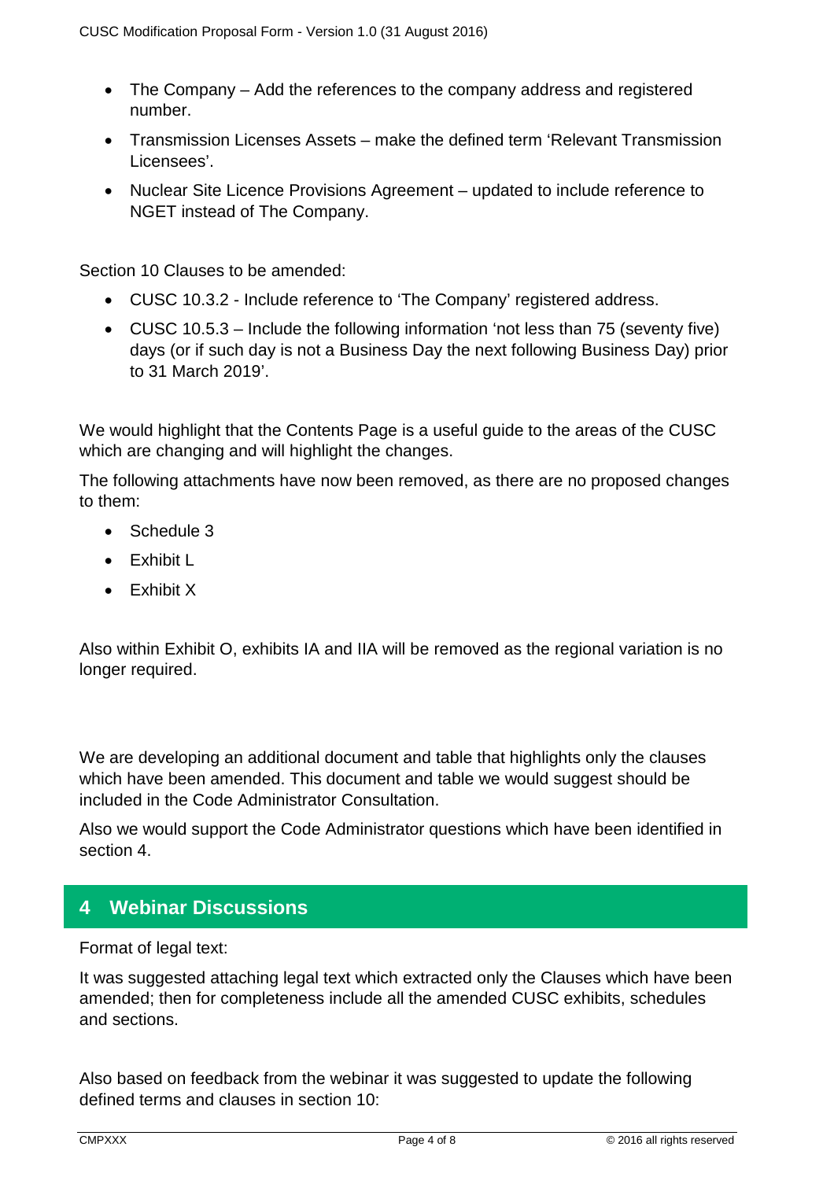- The Company – Add the references to the company address and registered number.
- Transmission Licenses Assets – make the defined term 'Relevant Transmission Licensees'.
- Nuclear Site Licence Provisions Agreement – updated to include reference to NGET instead of The Company.

Section 10 Clauses to be amended:

- CUSC 10.3.2 - Include reference to 'The Company' registered address.
- CUSC 10.5.3 – Include the following information 'not less than 75 (seventy five) days (or if such day is not a Business Day the next following Business Day) prior to 31 March 2019'.

We would highlight that the Contents Page is a useful guide to the areas of the CUSC which are changing and will highlight the changes.

The following attachments have now been removed, as there are no proposed changes to them:

- Schedule 3
- Exhibit L
- Exhibit X

Also within Exhibit O, exhibits IA and IIA will be removed as the regional variation is no longer required.

We are developing an additional document and table that highlights only the clauses which have been amended. This document and table we would suggest should be included in the Code Administrator Consultation.

Also we would support the Code Administrator questions which have been identified in section 4.

## 4 Webinar Discussions

Format of legal text:

It was suggested attaching legal text which extracted only the Clauses which have been amended; then for completeness include all the amended CUSC exhibits, schedules and sections.

Also based on feedback from the webinar it was suggested to update the following defined terms and clauses in section 10: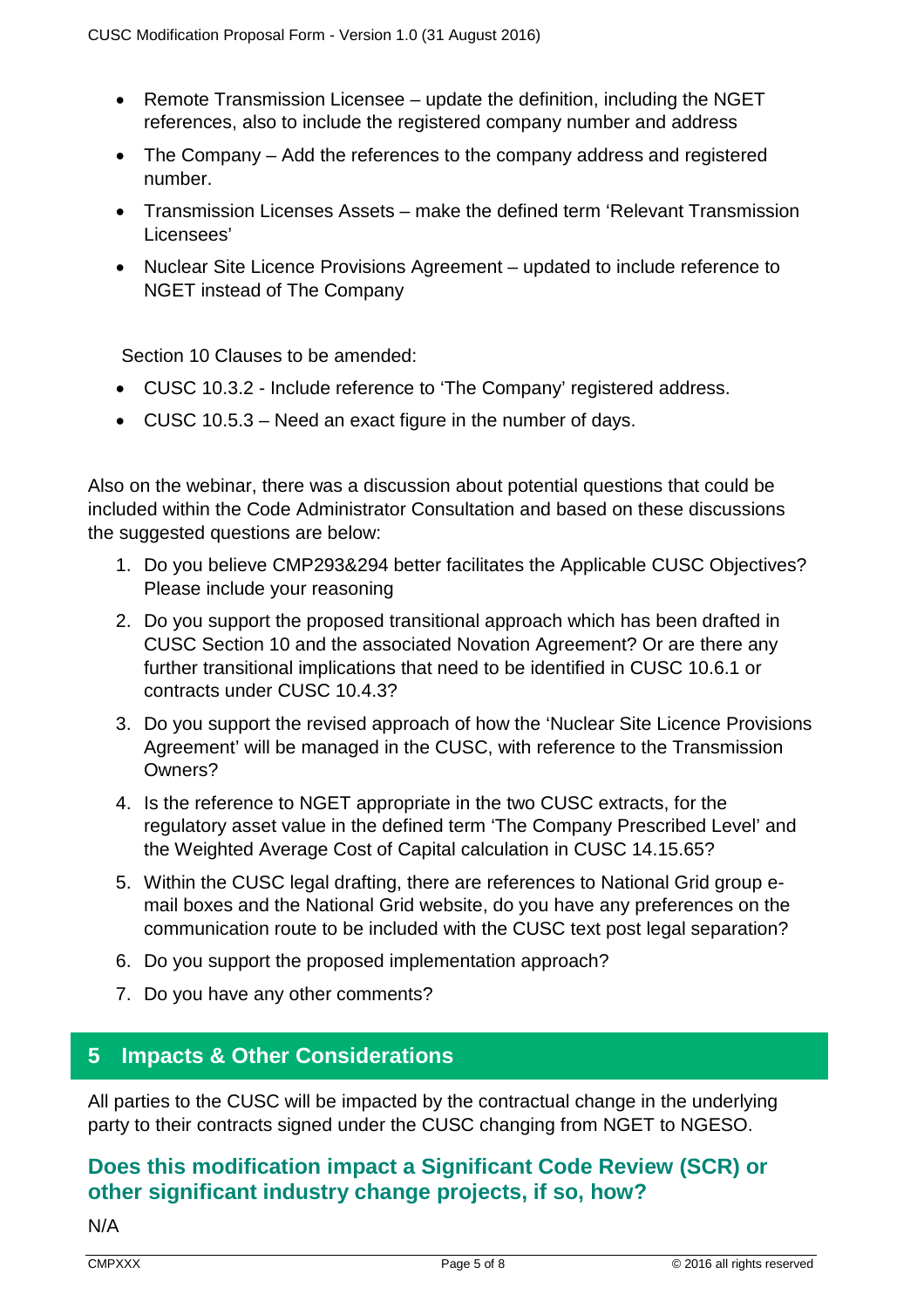- Remote Transmission Licensee – update the definition, including the NGET references, also to include the registered company number and address
- The Company – Add the references to the company address and registered number.
- Transmission Licenses Assets – make the defined term 'Relevant Transmission Licensees'
- Nuclear Site Licence Provisions Agreement – updated to include reference to NGET instead of The Company

Section 10 Clauses to be amended:

- CUSC 10.3.2 - Include reference to 'The Company' registered address.
- CUSC 10.5.3 – Need an exact figure in the number of days.

Also on the webinar, there was a discussion about potential questions that could be included within the Code Administrator Consultation and based on these discussions the suggested questions are below:

1. Do you believe CMP293&294 better facilitates the Applicable CUSC Objectives? Please include your reasoning
2. Do you support the proposed transitional approach which has been drafted in CUSC Section 10 and the associated Novation Agreement? Or are there any further transitional implications that need to be identified in CUSC 10.6.1 or contracts under CUSC 10.4.3?
3. Do you support the revised approach of how the 'Nuclear Site Licence Provisions Agreement' will be managed in the CUSC, with reference to the Transmission Owners?
4. Is the reference to NGET appropriate in the two CUSC extracts, for the regulatory asset value in the defined term 'The Company Prescribed Level' and the Weighted Average Cost of Capital calculation in CUSC 14.15.65?
5. Within the CUSC legal drafting, there are references to National Grid group e-mail boxes and the National Grid website, do you have any preferences on the communication route to be included with the CUSC text post legal separation?
6. Do you support the proposed implementation approach?
7. Do you have any other comments?

## 5 Impacts & Other Considerations

All parties to the CUSC will be impacted by the contractual change in the underlying party to their contracts signed under the CUSC changing from NGET to NGESO.

### Does this modification impact a Significant Code Review (SCR) or other significant industry change projects, if so, how?

N/A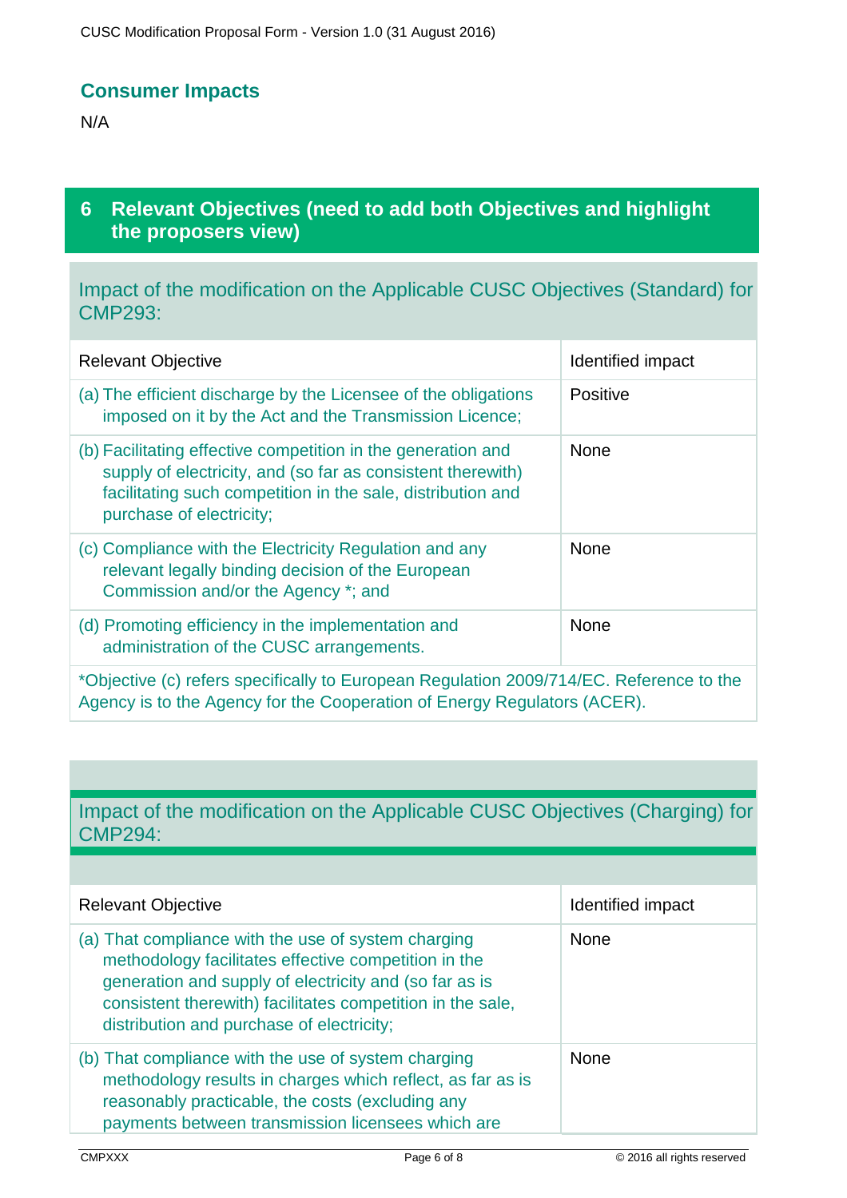## Consumer Impacts

N/A

## 6 Relevant Objectives (need to add both Objectives and highlight the proposers view)

### Impact of the modification on the Applicable CUSC Objectives (Standard) for CMP293:

| Relevant Objective | Identified impact |
|---|---|
| (a) The efficient discharge by the Licensee of the obligations imposed on it by the Act and the Transmission Licence; | Positive |
| (b) Facilitating effective competition in the generation and supply of electricity, and (so far as consistent therewith) facilitating such competition in the sale, distribution and purchase of electricity; | None |
| (c) Compliance with the Electricity Regulation and any relevant legally binding decision of the European Commission and/or the Agency *; and | None |
| (d) Promoting efficiency in the implementation and administration of the CUSC arrangements. | None |

*Objective (c) refers specifically to European Regulation 2009/714/EC. Reference to the Agency is to the Agency for the Cooperation of Energy Regulators (ACER).

### Impact of the modification on the Applicable CUSC Objectives (Charging) for CMP294:

| Relevant Objective | Identified impact |
|---|---|
| (a) That compliance with the use of system charging methodology facilitates effective competition in the generation and supply of electricity and (so far as is consistent therewith) facilitates competition in the sale, distribution and purchase of electricity; | None |
| (b) That compliance with the use of system charging methodology results in charges which reflect, as far as is reasonably practicable, the costs (excluding any payments between transmission licensees which are | None |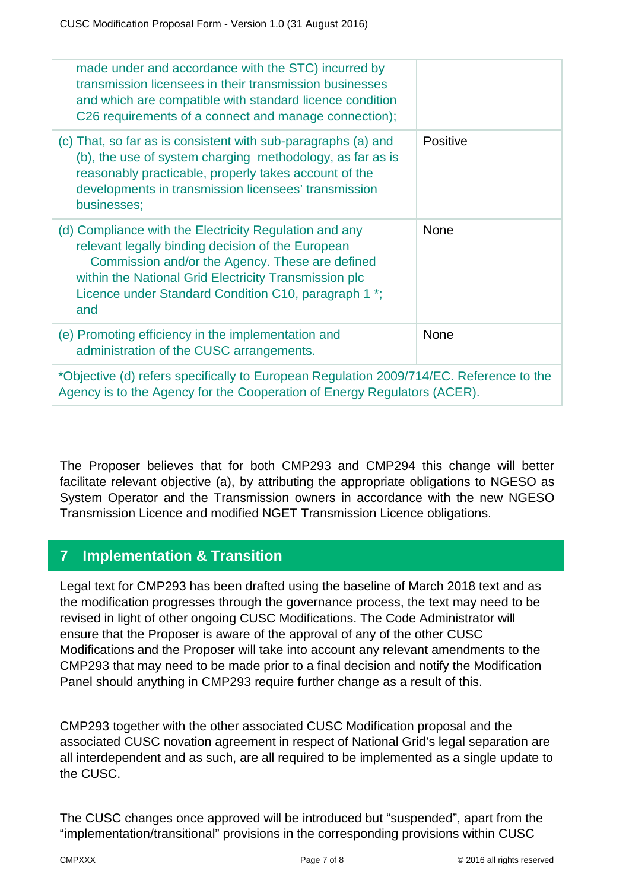| | |
|---|---|
| made under and accordance with the STC) incurred by transmission licensees in their transmission businesses and which are compatible with standard licence condition C26 requirements of a connect and manage connection); | |
| (c) That, so far as is consistent with sub-paragraphs (a) and (b), the use of system charging methodology, as far as is reasonably practicable, properly takes account of the developments in transmission licensees' transmission businesses; | Positive |
| (d) Compliance with the Electricity Regulation and any relevant legally binding decision of the European Commission and/or the Agency. These are defined within the National Grid Electricity Transmission plc Licence under Standard Condition C10, paragraph 1 *; and | None |
| (e) Promoting efficiency in the implementation and administration of the CUSC arrangements. | None |
| *Objective (d) refers specifically to European Regulation 2009/714/EC. Reference to the Agency is to the Agency for the Cooperation of Energy Regulators (ACER). | |

The Proposer believes that for both CMP293 and CMP294 this change will better facilitate relevant objective (a), by attributing the appropriate obligations to NGESO as System Operator and the Transmission owners in accordance with the new NGESO Transmission Licence and modified NGET Transmission Licence obligations.

## 7 Implementation & Transition

Legal text for CMP293 has been drafted using the baseline of March 2018 text and as the modification progresses through the governance process, the text may need to be revised in light of other ongoing CUSC Modifications. The Code Administrator will ensure that the Proposer is aware of the approval of any of the other CUSC Modifications and the Proposer will take into account any relevant amendments to the CMP293 that may need to be made prior to a final decision and notify the Modification Panel should anything in CMP293 require further change as a result of this.

CMP293 together with the other associated CUSC Modification proposal and the associated CUSC novation agreement in respect of National Grid's legal separation are all interdependent and as such, are all required to be implemented as a single update to the CUSC.

The CUSC changes once approved will be introduced but "suspended", apart from the "implementation/transitional" provisions in the corresponding provisions within CUSC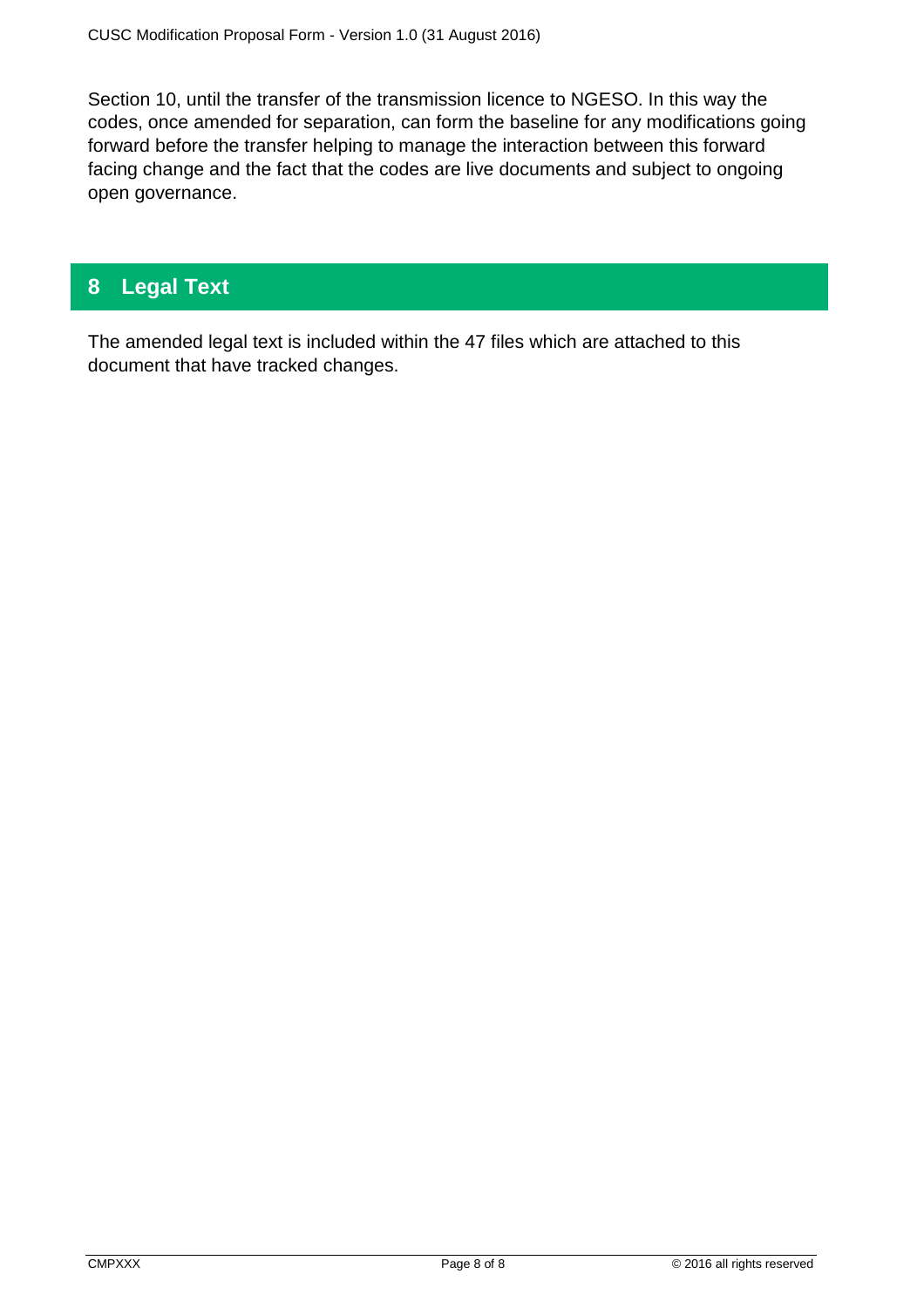Section 10, until the transfer of the transmission licence to NGESO. In this way the codes, once amended for separation, can form the baseline for any modifications going forward before the transfer helping to manage the interaction between this forward facing change and the fact that the codes are live documents and subject to ongoing open governance.

## 8 Legal Text

The amended legal text is included within the 47 files which are attached to this document that have tracked changes.